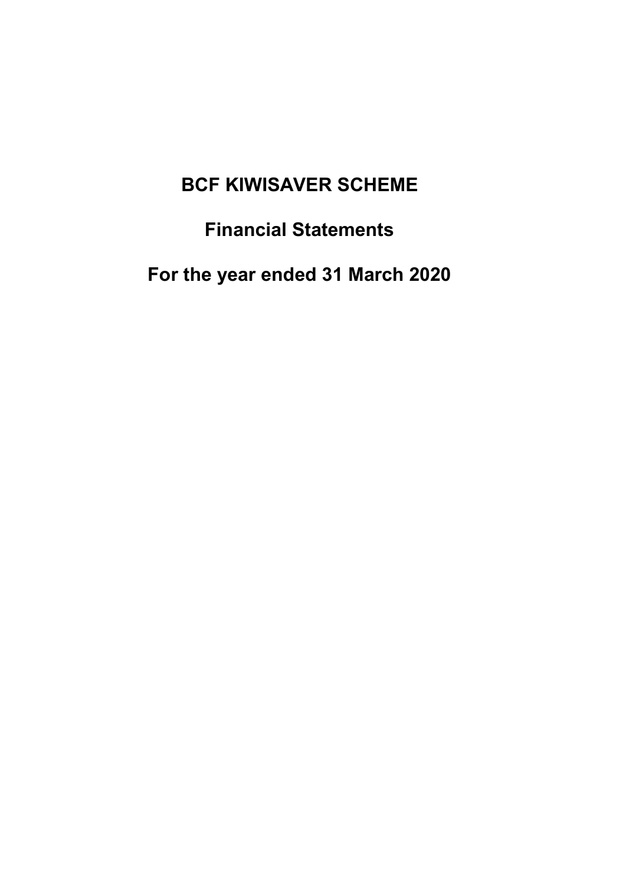# BCF KIWISAVER SCHEME

## Financial Statements

## For the year ended 31 March 2020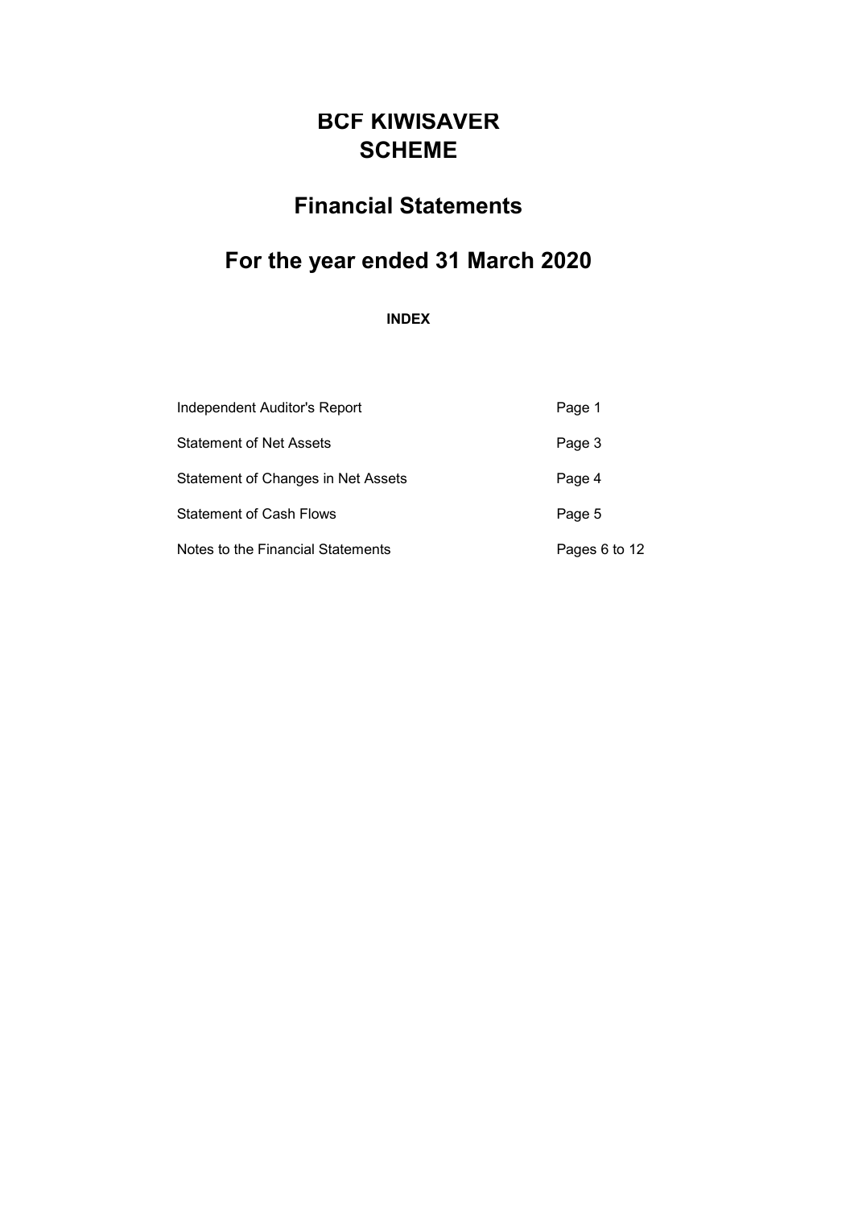# BCF KIWISAVER SCHEME

# Financial Statements

# For the year ended 31 March 2020

**INDEX**

| | |
|---|---|
| Independent Auditor's Report | Page 1 |
| Statement of Net Assets | Page 3 |
| Statement of Changes in Net Assets | Page 4 |
| Statement of Cash Flows | Page 5 |
| Notes to the Financial Statements | Pages 6 to 12 |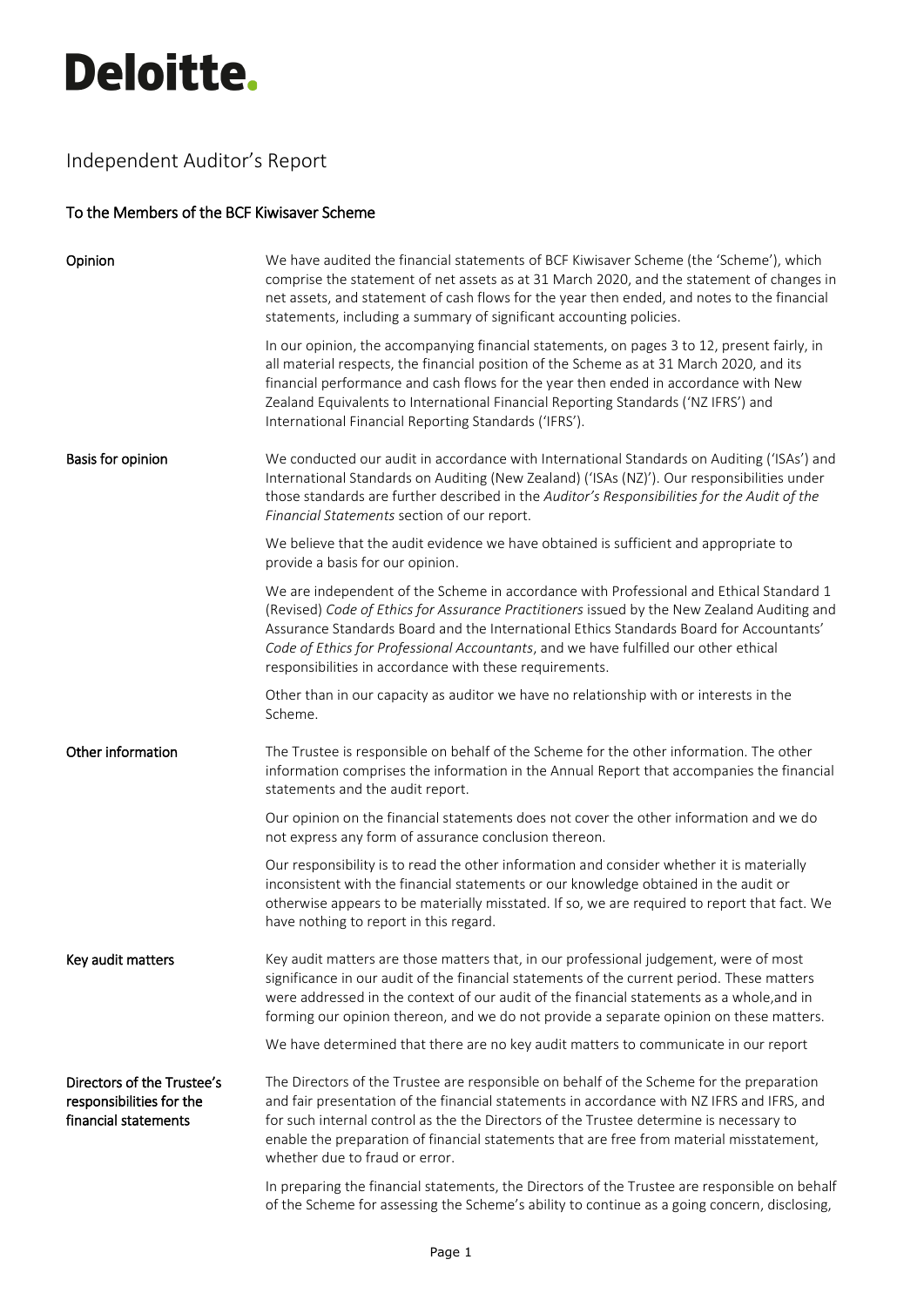# Deloitte.

## Independent Auditor's Report

### To the Members of the BCF Kiwisaver Scheme

**Opinion**

We have audited the financial statements of BCF Kiwisaver Scheme (the 'Scheme'), which comprise the statement of net assets as at 31 March 2020, and the statement of changes in net assets, and statement of cash flows for the year then ended, and notes to the financial statements, including a summary of significant accounting policies.

In our opinion, the accompanying financial statements, on pages 3 to 12, present fairly, in all material respects, the financial position of the Scheme as at 31 March 2020, and its financial performance and cash flows for the year then ended in accordance with New Zealand Equivalents to International Financial Reporting Standards ('NZ IFRS') and International Financial Reporting Standards ('IFRS').

**Basis for opinion**

We conducted our audit in accordance with International Standards on Auditing ('ISAs') and International Standards on Auditing (New Zealand) ('ISAs (NZ)'). Our responsibilities under those standards are further described in the *Auditor's Responsibilities for the Audit of the Financial Statements* section of our report.

We believe that the audit evidence we have obtained is sufficient and appropriate to provide a basis for our opinion.

We are independent of the Scheme in accordance with Professional and Ethical Standard 1 (Revised) *Code of Ethics for Assurance Practitioners* issued by the New Zealand Auditing and Assurance Standards Board and the International Ethics Standards Board for Accountants' *Code of Ethics for Professional Accountants*, and we have fulfilled our other ethical responsibilities in accordance with these requirements.

Other than in our capacity as auditor we have no relationship with or interests in the Scheme.

**Other information**

The Trustee is responsible on behalf of the Scheme for the other information. The other information comprises the information in the Annual Report that accompanies the financial statements and the audit report.

Our opinion on the financial statements does not cover the other information and we do not express any form of assurance conclusion thereon.

Our responsibility is to read the other information and consider whether it is materially inconsistent with the financial statements or our knowledge obtained in the audit or otherwise appears to be materially misstated. If so, we are required to report that fact. We have nothing to report in this regard.

**Key audit matters**

Key audit matters are those matters that, in our professional judgement, were of most significance in our audit of the financial statements of the current period. These matters were addressed in the context of our audit of the financial statements as a whole,and in forming our opinion thereon, and we do not provide a separate opinion on these matters.

We have determined that there are no key audit matters to communicate in our report

**Directors of the Trustee's responsibilities for the financial statements**

The Directors of the Trustee are responsible on behalf of the Scheme for the preparation and fair presentation of the financial statements in accordance with NZ IFRS and IFRS, and for such internal control as the the Directors of the Trustee determine is necessary to enable the preparation of financial statements that are free from material misstatement, whether due to fraud or error.

In preparing the financial statements, the Directors of the Trustee are responsible on behalf of the Scheme for assessing the Scheme's ability to continue as a going concern, disclosing,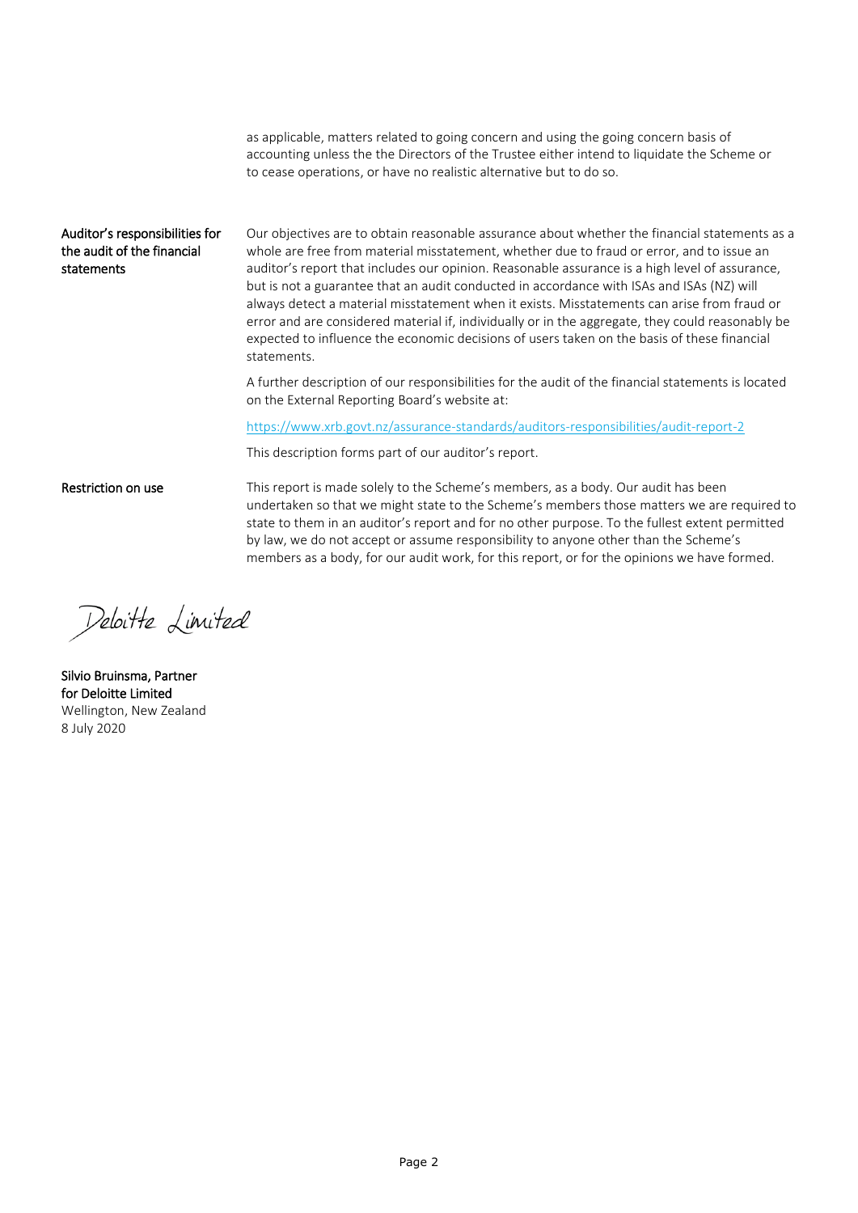as applicable, matters related to going concern and using the going concern basis of accounting unless the the Directors of the Trustee either intend to liquidate the Scheme or to cease operations, or have no realistic alternative but to do so.

**Auditor's responsibilities for the audit of the financial statements**

Our objectives are to obtain reasonable assurance about whether the financial statements as a whole are free from material misstatement, whether due to fraud or error, and to issue an auditor's report that includes our opinion. Reasonable assurance is a high level of assurance, but is not a guarantee that an audit conducted in accordance with ISAs and ISAs (NZ) will always detect a material misstatement when it exists. Misstatements can arise from fraud or error and are considered material if, individually or in the aggregate, they could reasonably be expected to influence the economic decisions of users taken on the basis of these financial statements.

A further description of our responsibilities for the audit of the financial statements is located on the External Reporting Board's website at:

https://www.xrb.govt.nz/assurance-standards/auditors-responsibilities/audit-report-2

This description forms part of our auditor's report.

**Restriction on use**

This report is made solely to the Scheme's members, as a body. Our audit has been undertaken so that we might state to the Scheme's members those matters we are required to state to them in an auditor's report and for no other purpose. To the fullest extent permitted by law, we do not accept or assume responsibility to anyone other than the Scheme's members as a body, for our audit work, for this report, or for the opinions we have formed.

Deloitte Limited

**Silvio Bruinsma, Partner**
**for Deloitte Limited**
Wellington, New Zealand
8 July 2020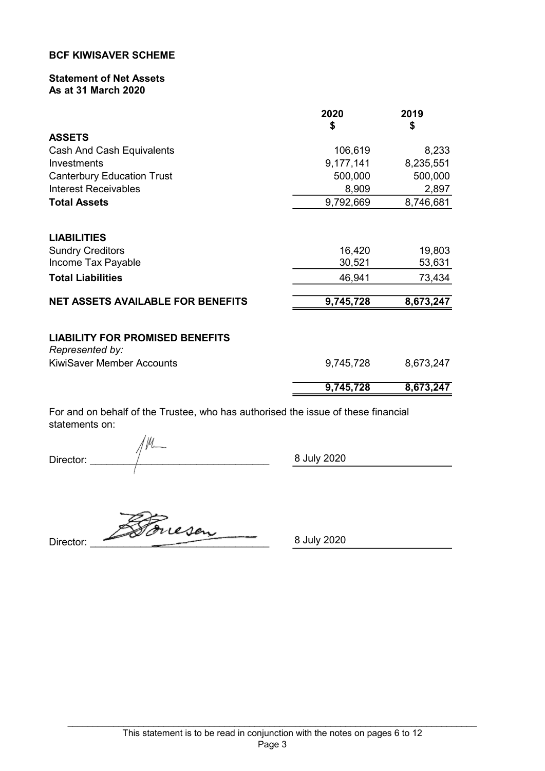**BCF KIWISAVER SCHEME**

**Statement of Net Assets**
**As at 31 March 2020**

| | 2020 | 2019 |
|---|---|---|
| | $ | $ |
| **ASSETS** | | |
| Cash And Cash Equivalents | 106,619 | 8,233 |
| Investments | 9,177,141 | 8,235,551 |
| Canterbury Education Trust | 500,000 | 500,000 |
| Interest Receivables | 8,909 | 2,897 |
| **Total Assets** | 9,792,669 | 8,746,681 |
| | | |
| **LIABILITIES** | | |
| Sundry Creditors | 16,420 | 19,803 |
| Income Tax Payable | 30,521 | 53,631 |
| **Total Liabilities** | 46,941 | 73,434 |
| | | |
| **NET ASSETS AVAILABLE FOR BENEFITS** | **9,745,728** | **8,673,247** |
| | | |
| **LIABILITY FOR PROMISED BENEFITS** | | |
| *Represented by:* | | |
| KiwiSaver Member Accounts | 9,745,728 | 8,673,247 |
| | **9,745,728** | **8,673,247** |

For and on behalf of the Trustee, who has authorised the issue of these financial statements on:

Director: ______________________ 8 July 2020

Director: ______________________ 8 July 2020

This statement is to be read in conjunction with the notes on pages 6 to 12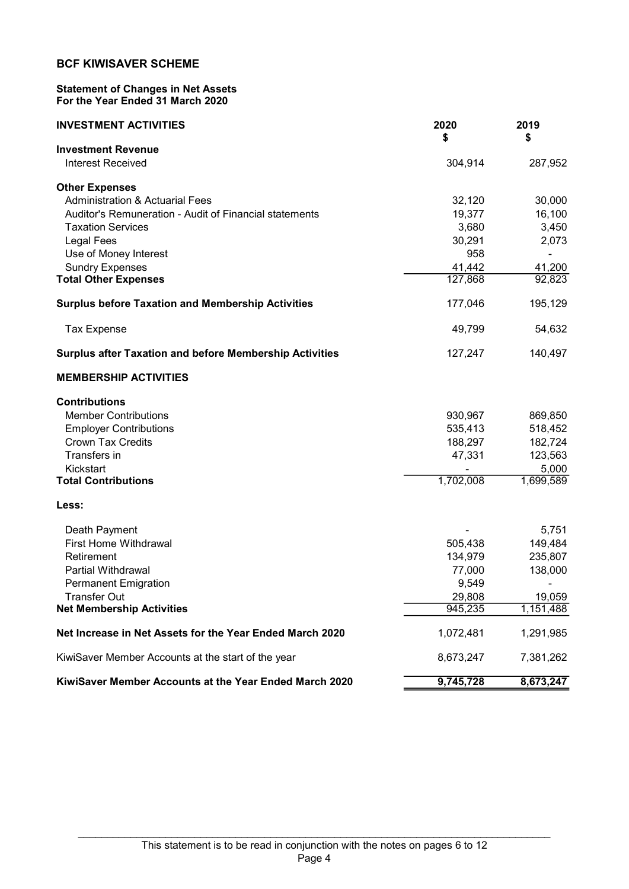# BCF KIWISAVER SCHEME

**Statement of Changes in Net Assets**
**For the Year Ended 31 March 2020**

| | 2020 | 2019 |
|---|---|---|
| **INVESTMENT ACTIVITIES** | **$** | **$** |
| **Investment Revenue** | | |
| Interest Received | 304,914 | 287,952 |
| **Other Expenses** | | |
| Administration & Actuarial Fees | 32,120 | 30,000 |
| Auditor's Remuneration - Audit of Financial statements | 19,377 | 16,100 |
| Taxation Services | 3,680 | 3,450 |
| Legal Fees | 30,291 | 2,073 |
| Use of Money Interest | 958 | - |
| Sundry Expenses | 41,442 | 41,200 |
| **Total Other Expenses** | 127,868 | 92,823 |
| **Surplus before Taxation and Membership Activities** | 177,046 | 195,129 |
| Tax Expense | 49,799 | 54,632 |
| **Surplus after Taxation and before Membership Activities** | 127,247 | 140,497 |
| **MEMBERSHIP ACTIVITIES** | | |
| **Contributions** | | |
| Member Contributions | 930,967 | 869,850 |
| Employer Contributions | 535,413 | 518,452 |
| Crown Tax Credits | 188,297 | 182,724 |
| Transfers in | 47,331 | 123,563 |
| Kickstart | - | 5,000 |
| **Total Contributions** | 1,702,008 | 1,699,589 |
| **Less:** | | |
| Death Payment | - | 5,751 |
| First Home Withdrawal | 505,438 | 149,484 |
| Retirement | 134,979 | 235,807 |
| Partial Withdrawal | 77,000 | 138,000 |
| Permanent Emigration | 9,549 | - |
| Transfer Out | 29,808 | 19,059 |
| **Net Membership Activities** | 945,235 | 1,151,488 |
| **Net Increase in Net Assets for the Year Ended March 2020** | 1,072,481 | 1,291,985 |
| KiwiSaver Member Accounts at the start of the year | 8,673,247 | 7,381,262 |
| **KiwiSaver Member Accounts at the Year Ended March 2020** | **9,745,728** | **8,673,247** |

This statement is to be read in conjunction with the notes on pages 6 to 12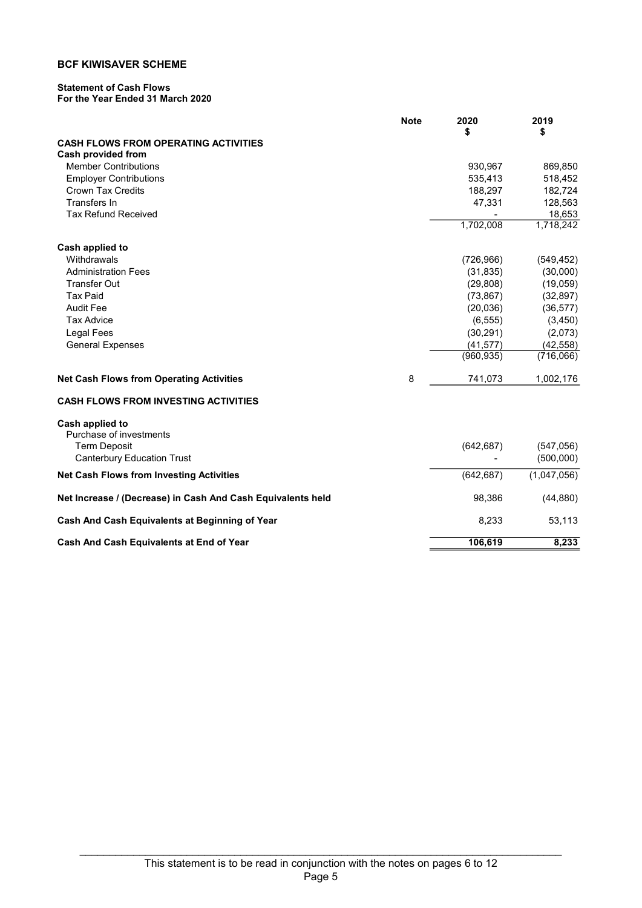# BCF KIWISAVER SCHEME

### Statement of Cash Flows
### For the Year Ended 31 March 2020

| | Note | 2020<br>$ | 2019<br>$ |
|---|---|---|---|
| **CASH FLOWS FROM OPERATING ACTIVITIES** | | | |
| **Cash provided from** | | | |
| Member Contributions | | 930,967 | 869,850 |
| Employer Contributions | | 535,413 | 518,452 |
| Crown Tax Credits | | 188,297 | 182,724 |
| Transfers In | | 47,331 | 128,563 |
| Tax Refund Received | | - | 18,653 |
| | | 1,702,008 | 1,718,242 |
| **Cash applied to** | | | |
| Withdrawals | | (726,966) | (549,452) |
| Administration Fees | | (31,835) | (30,000) |
| Transfer Out | | (29,808) | (19,059) |
| Tax Paid | | (73,867) | (32,897) |
| Audit Fee | | (20,036) | (36,577) |
| Tax Advice | | (6,555) | (3,450) |
| Legal Fees | | (30,291) | (2,073) |
| General Expenses | | (41,577) | (42,558) |
| | | (960,935) | (716,066) |
| **Net Cash Flows from Operating Activities** | 8 | 741,073 | 1,002,176 |
| **CASH FLOWS FROM INVESTING ACTIVITIES** | | | |
| **Cash applied to** | | | |
| Purchase of investments | | | |
| Term Deposit | | (642,687) | (547,056) |
| Canterbury Education Trust | | - | (500,000) |
| **Net Cash Flows from Investing Activities** | | (642,687) | (1,047,056) |
| **Net Increase / (Decrease) in Cash And Cash Equivalents held** | | 98,386 | (44,880) |
| **Cash And Cash Equivalents at Beginning of Year** | | 8,233 | 53,113 |
| **Cash And Cash Equivalents at End of Year** | | **106,619** | **8,233** |

This statement is to be read in conjunction with the notes on pages 6 to 12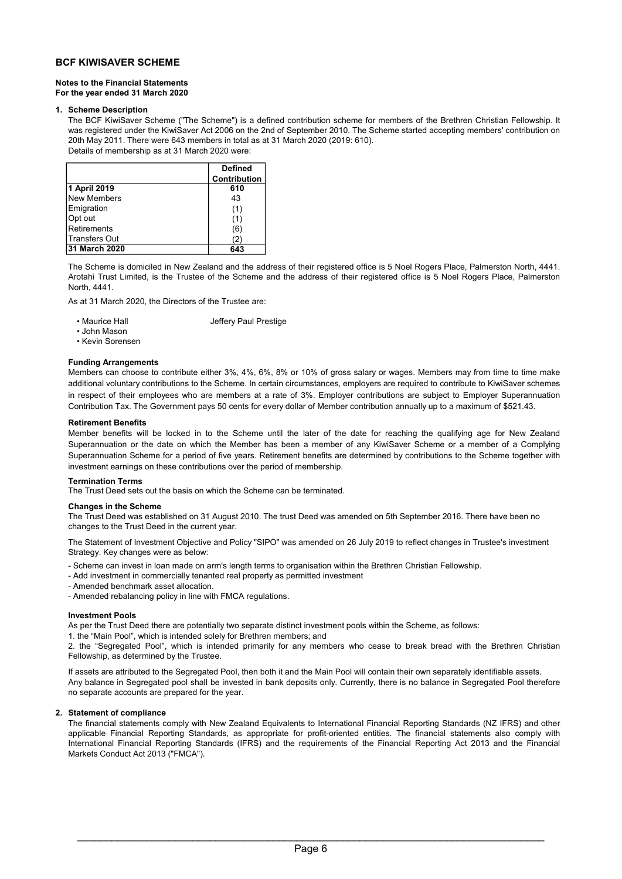## BCF KIWISAVER SCHEME

**Notes to the Financial Statements**
**For the year ended 31 March 2020**

### 1. Scheme Description

The BCF KiwiSaver Scheme ("The Scheme") is a defined contribution scheme for members of the Brethren Christian Fellowship. It was registered under the KiwiSaver Act 2006 on the 2nd of September 2010. The Scheme started accepting members' contribution on 20th May 2011. There were 643 members in total as at 31 March 2020 (2019: 610).

Details of membership as at 31 March 2020 were:

| | Defined Contribution |
|---|---|
| **1 April 2019** | **610** |
| New Members | 43 |
| Emigration | (1) |
| Opt out | (1) |
| Retirements | (6) |
| Transfers Out | (2) |
| **31 March 2020** | **643** |

The Scheme is domiciled in New Zealand and the address of their registered office is 5 Noel Rogers Place, Palmerston North, 4441. Arotahi Trust Limited, is the Trustee of the Scheme and the address of their registered office is 5 Noel Rogers Place, Palmerston North, 4441.

As at 31 March 2020, the Directors of the Trustee are:

- Maurice Hall
- John Mason
- Kevin Sorensen

Jeffery Paul Prestige

#### Funding Arrangements

Members can choose to contribute either 3%, 4%, 6%, 8% or 10% of gross salary or wages. Members may from time to time make additional voluntary contributions to the Scheme. In certain circumstances, employers are required to contribute to KiwiSaver schemes in respect of their employees who are members at a rate of 3%. Employer contributions are subject to Employer Superannuation Contribution Tax. The Government pays 50 cents for every dollar of Member contribution annually up to a maximum of $521.43.

#### Retirement Benefits

Member benefits will be locked in to the Scheme until the later of the date for reaching the qualifying age for New Zealand Superannuation or the date on which the Member has been a member of any KiwiSaver Scheme or a member of a Complying Superannuation Scheme for a period of five years. Retirement benefits are determined by contributions to the Scheme together with investment earnings on these contributions over the period of membership.

#### Termination Terms

The Trust Deed sets out the basis on which the Scheme can be terminated.

#### Changes in the Scheme

The Trust Deed was established on 31 August 2010. The trust Deed was amended on 5th September 2016. There have been no changes to the Trust Deed in the current year.

The Statement of Investment Objective and Policy "SIPO" was amended on 26 July 2019 to reflect changes in Trustee's investment Strategy. Key changes were as below:

- Scheme can invest in loan made on arm's length terms to organisation within the Brethren Christian Fellowship.
- Add investment in commercially tenanted real property as permitted investment
- Amended benchmark asset allocation.
- Amended rebalancing policy in line with FMCA regulations.

#### Investment Pools

As per the Trust Deed there are potentially two separate distinct investment pools within the Scheme, as follows:

1. the "Main Pool", which is intended solely for Brethren members; and
2. the "Segregated Pool", which is intended primarily for any members who cease to break bread with the Brethren Christian Fellowship, as determined by the Trustee.

If assets are attributed to the Segregated Pool, then both it and the Main Pool will contain their own separately identifiable assets. Any balance in Segregated pool shall be invested in bank deposits only. Currently, there is no balance in Segregated Pool therefore no separate accounts are prepared for the year.

### 2. Statement of compliance

The financial statements comply with New Zealand Equivalents to International Financial Reporting Standards (NZ IFRS) and other applicable Financial Reporting Standards, as appropriate for profit-oriented entities. The financial statements also comply with International Financial Reporting Standards (IFRS) and the requirements of the Financial Reporting Act 2013 and the Financial Markets Conduct Act 2013 ("FMCA").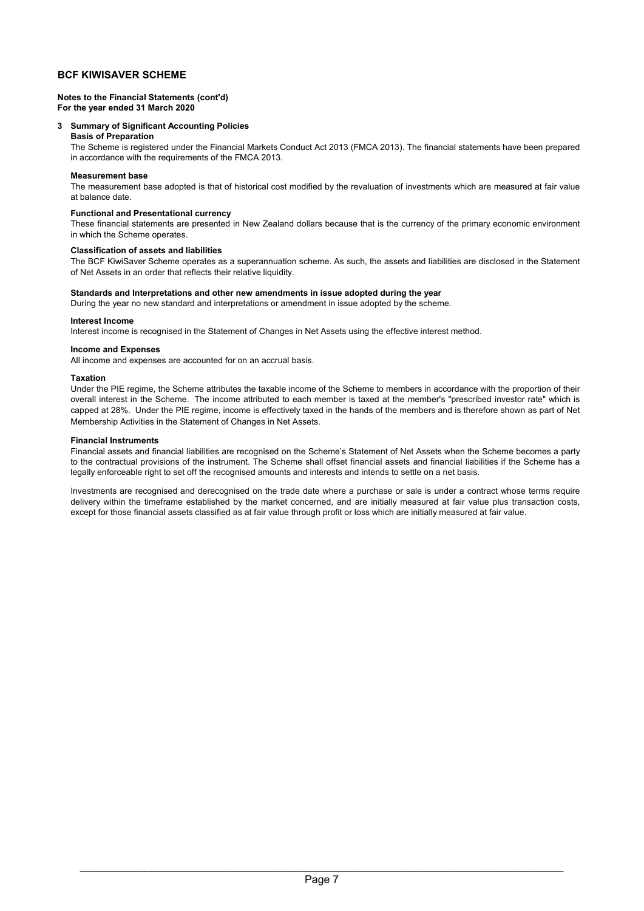**BCF KIWISAVER SCHEME**

**Notes to the Financial Statements (cont'd)**
**For the year ended 31 March 2020**

## 3 Summary of Significant Accounting Policies

**Basis of Preparation**

The Scheme is registered under the Financial Markets Conduct Act 2013 (FMCA 2013). The financial statements have been prepared in accordance with the requirements of the FMCA 2013.

**Measurement base**

The measurement base adopted is that of historical cost modified by the revaluation of investments which are measured at fair value at balance date.

**Functional and Presentational currency**

These financial statements are presented in New Zealand dollars because that is the currency of the primary economic environment in which the Scheme operates.

**Classification of assets and liabilities**

The BCF KiwiSaver Scheme operates as a superannuation scheme. As such, the assets and liabilities are disclosed in the Statement of Net Assets in an order that reflects their relative liquidity.

**Standards and Interpretations and other new amendments in issue adopted during the year**

During the year no new standard and interpretations or amendment in issue adopted by the scheme.

**Interest Income**

Interest income is recognised in the Statement of Changes in Net Assets using the effective interest method.

**Income and Expenses**

All income and expenses are accounted for on an accrual basis.

**Taxation**

Under the PIE regime, the Scheme attributes the taxable income of the Scheme to members in accordance with the proportion of their overall interest in the Scheme. The income attributed to each member is taxed at the member's "prescribed investor rate" which is capped at 28%. Under the PIE regime, income is effectively taxed in the hands of the members and is therefore shown as part of Net Membership Activities in the Statement of Changes in Net Assets.

**Financial Instruments**

Financial assets and financial liabilities are recognised on the Scheme's Statement of Net Assets when the Scheme becomes a party to the contractual provisions of the instrument. The Scheme shall offset financial assets and financial liabilities if the Scheme has a legally enforceable right to set off the recognised amounts and interests and intends to settle on a net basis.

Investments are recognised and derecognised on the trade date where a purchase or sale is under a contract whose terms require delivery within the timeframe established by the market concerned, and are initially measured at fair value plus transaction costs, except for those financial assets classified as at fair value through profit or loss which are initially measured at fair value.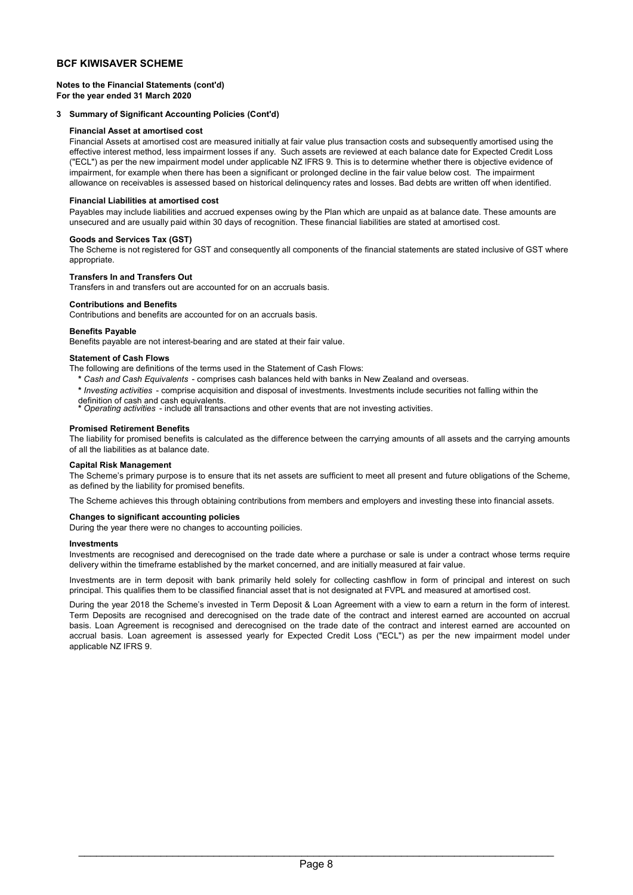# BCF KIWISAVER SCHEME

**Notes to the Financial Statements (cont'd)**
**For the year ended 31 March 2020**

## 3 Summary of Significant Accounting Policies (Cont'd)

### Financial Asset at amortised cost

Financial Assets at amortised cost are measured initially at fair value plus transaction costs and subsequently amortised using the effective interest method, less impairment losses if any. Such assets are reviewed at each balance date for Expected Credit Loss ("ECL") as per the new impairment model under applicable NZ IFRS 9. This is to determine whether there is objective evidence of impairment, for example when there has been a significant or prolonged decline in the fair value below cost. The impairment allowance on receivables is assessed based on historical delinquency rates and losses. Bad debts are written off when identified.

### Financial Liabilities at amortised cost

Payables may include liabilities and accrued expenses owing by the Plan which are unpaid as at balance date. These amounts are unsecured and are usually paid within 30 days of recognition. These financial liabilities are stated at amortised cost.

### Goods and Services Tax (GST)

The Scheme is not registered for GST and consequently all components of the financial statements are stated inclusive of GST where appropriate.

### Transfers In and Transfers Out

Transfers in and transfers out are accounted for on an accruals basis.

### Contributions and Benefits

Contributions and benefits are accounted for on an accruals basis.

### Benefits Payable

Benefits payable are not interest-bearing and are stated at their fair value.

### Statement of Cash Flows

The following are definitions of the terms used in the Statement of Cash Flows:

* *Cash and Cash Equivalents* - comprises cash balances held with banks in New Zealand and overseas.
* *Investing activities* - comprise acquisition and disposal of investments. Investments include securities not falling within the definition of cash and cash equivalents.
* *Operating activities* - include all transactions and other events that are not investing activities.

### Promised Retirement Benefits

The liability for promised benefits is calculated as the difference between the carrying amounts of all assets and the carrying amounts of all the liabilities as at balance date.

### Capital Risk Management

The Scheme's primary purpose is to ensure that its net assets are sufficient to meet all present and future obligations of the Scheme, as defined by the liability for promised benefits.

The Scheme achieves this through obtaining contributions from members and employers and investing these into financial assets.

### Changes to significant accounting policies

During the year there were no changes to accounting poilicies.

### Investments

Investments are recognised and derecognised on the trade date where a purchase or sale is under a contract whose terms require delivery within the timeframe established by the market concerned, and are initially measured at fair value.

Investments are in term deposit with bank primarily held solely for collecting cashflow in form of principal and interest on such principal. This qualifies them to be classified financial asset that is not designated at FVPL and measured at amortised cost.

During the year 2018 the Scheme's invested in Term Deposit & Loan Agreement with a view to earn a return in the form of interest. Term Deposits are recognised and derecognised on the trade date of the contract and interest earned are accounted on accrual basis. Loan Agreement is recognised and derecognised on the trade date of the contract and interest earned are accounted on accrual basis. Loan agreement is assessed yearly for Expected Credit Loss ("ECL") as per the new impairment model under applicable NZ IFRS 9.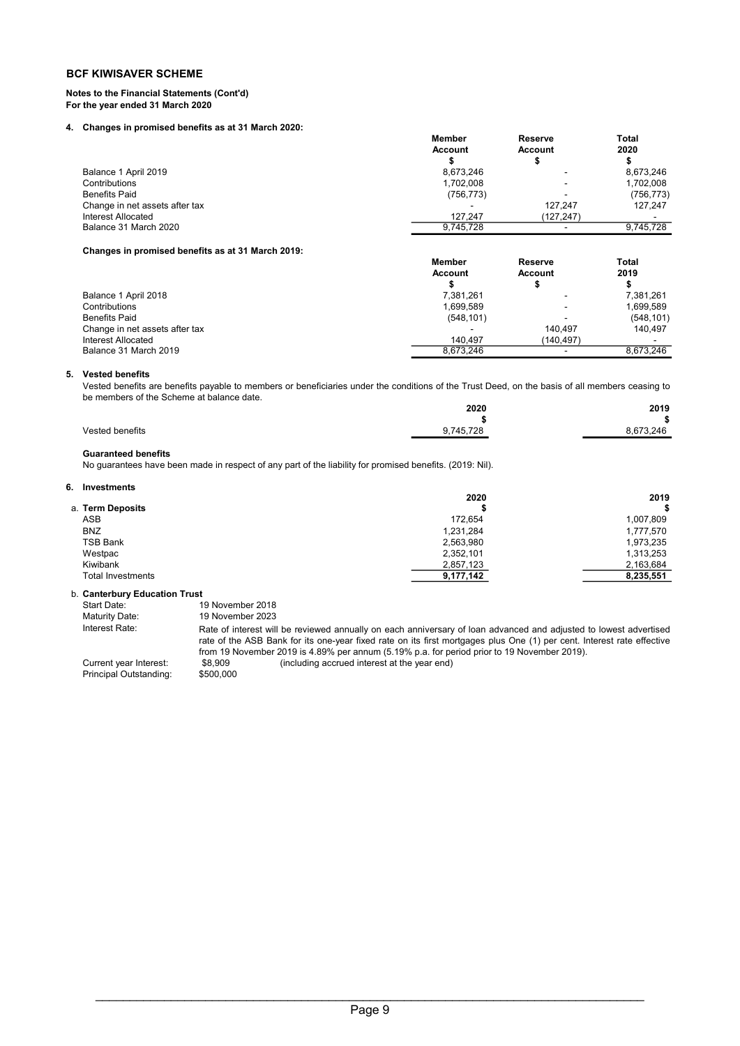# BCF KIWISAVER SCHEME

**Notes to the Financial Statements (Cont'd)**
**For the year ended 31 March 2020**

## 4. Changes in promised benefits as at 31 March 2020:

| | Member Account $ | Reserve Account $ | Total 2020 $ |
|---|---|---|---|
| Balance 1 April 2019 | 8,673,246 | - | 8,673,246 |
| Contributions | 1,702,008 | - | 1,702,008 |
| Benefits Paid | (756,773) | - | (756,773) |
| Change in net assets after tax | - | 127,247 | 127,247 |
| Interest Allocated | 127,247 | (127,247) | - |
| Balance 31 March 2020 | 9,745,728 | - | 9,745,728 |

**Changes in promised benefits as at 31 March 2019:**

| | Member Account $ | Reserve Account $ | Total 2019 $ |
|---|---|---|---|
| Balance 1 April 2018 | 7,381,261 | - | 7,381,261 |
| Contributions | 1,699,589 | - | 1,699,589 |
| Benefits Paid | (548,101) | - | (548,101) |
| Change in net assets after tax | - | 140,497 | 140,497 |
| Interest Allocated | 140,497 | (140,497) | - |
| Balance 31 March 2019 | 8,673,246 | - | 8,673,246 |

## 5. Vested benefits

Vested benefits are benefits payable to members or beneficiaries under the conditions of the Trust Deed, on the basis of all members ceasing to be members of the Scheme at balance date.

| | 2020 $ | 2019 $ |
|---|---|---|
| Vested benefits | 9,745,728 | 8,673,246 |

**Guaranteed benefits**

No guarantees have been made in respect of any part of the liability for promised benefits. (2019: Nil).

## 6. Investments

| a. Term Deposits | 2020 $ | 2019 $ |
|---|---|---|
| ASB | 172,654 | 1,007,809 |
| BNZ | 1,231,284 | 1,777,570 |
| TSB Bank | 2,563,980 | 1,973,235 |
| Westpac | 2,352,101 | 1,313,253 |
| Kiwibank | 2,857,123 | 2,163,684 |
| Total Investments | **9,177,142** | **8,235,551** |

**b. Canterbury Education Trust**

| | |
|---|---|
| Start Date: | 19 November 2018 |
| Maturity Date: | 19 November 2023 |
| Interest Rate: | Rate of interest will be reviewed annually on each anniversary of loan advanced and adjusted to lowest advertised rate of the ASB Bank for its one-year fixed rate on its first mortgages plus One (1) per cent. Interest rate effective from 19 November 2019 is 4.89% per annum (5.19% p.a. for period prior to 19 November 2019). |
| Current year Interest: | $8,909 (including accrued interest at the year end) |
| Principal Outstanding: | $500,000 |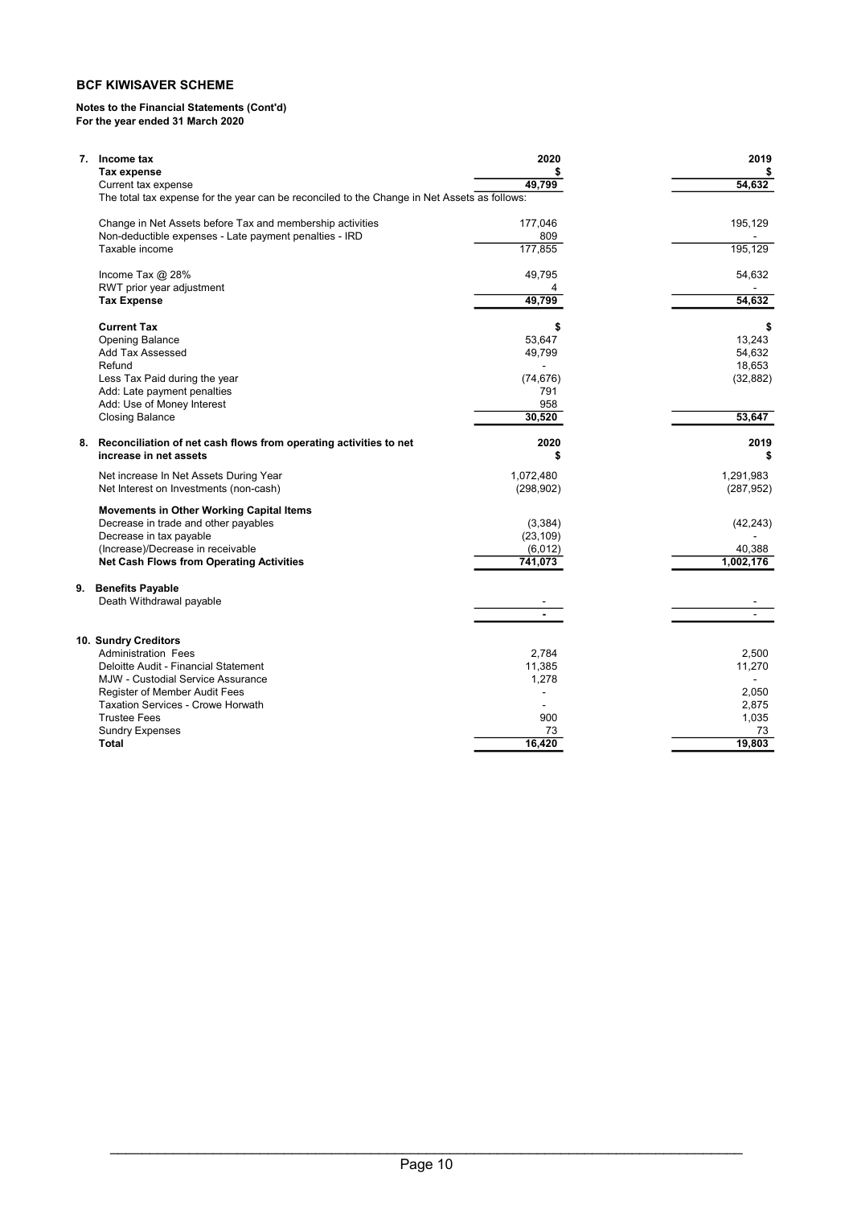**BCF KIWISAVER SCHEME**

**Notes to the Financial Statements (Cont'd)**
**For the year ended 31 March 2020**

## 7. Income tax

| **Tax expense** | **2020** **\$** | **2019** **\$** |
|---|---|---|
| Current tax expense | 49,799 | 54,632 |

The total tax expense for the year can be reconciled to the Change in Net Assets as follows:

| | 2020 | 2019 |
|---|---|---|
| Change in Net Assets before Tax and membership activities | 177,046 | 195,129 |
| Non-deductible expenses - Late payment penalties - IRD | 809 | - |
| Taxable income | 177,855 | 195,129 |
| | | |
| Income Tax @ 28% | 49,795 | 54,632 |
| RWT prior year adjustment | 4 | - |
| **Tax Expense** | **49,799** | **54,632** |

| **Current Tax** | **\$** | **\$** |
|---|---|---|
| Opening Balance | 53,647 | 13,243 |
| Add Tax Assessed | 49,799 | 54,632 |
| Refund | - | 18,653 |
| Less Tax Paid during the year | (74,676) | (32,882) |
| Add: Late payment penalties | 791 | |
| Add: Use of Money Interest | 958 | |
| Closing Balance | 30,520 | 53,647 |

## 8. Reconciliation of net cash flows from operating activities to net increase in net assets

| | **2020** **\$** | **2019** **\$** |
|---|---|---|
| Net increase In Net Assets During Year | 1,072,480 | 1,291,983 |
| Net Interest on Investments (non-cash) | (298,902) | (287,952) |
| **Movements in Other Working Capital Items** | | |
| Decrease in trade and other payables | (3,384) | (42,243) |
| Decrease in tax payable | (23,109) | - |
| (Increase)/Decrease in receivable | (6,012) | 40,388 |
| **Net Cash Flows from Operating Activities** | **741,073** | **1,002,176** |

## 9. Benefits Payable

| | 2020 | 2019 |
|---|---|---|
| Death Withdrawal payable | - | - |
| | **-** | - |

## 10. Sundry Creditors

| | 2020 | 2019 |
|---|---|---|
| Administration Fees | 2,784 | 2,500 |
| Deloitte Audit - Financial Statement | 11,385 | 11,270 |
| MJW - Custodial Service Assurance | 1,278 | - |
| Register of Member Audit Fees | - | 2,050 |
| Taxation Services - Crowe Horwath | - | 2,875 |
| Trustee Fees | 900 | 1,035 |
| Sundry Expenses | 73 | 73 |
| **Total** | **16,420** | **19,803** |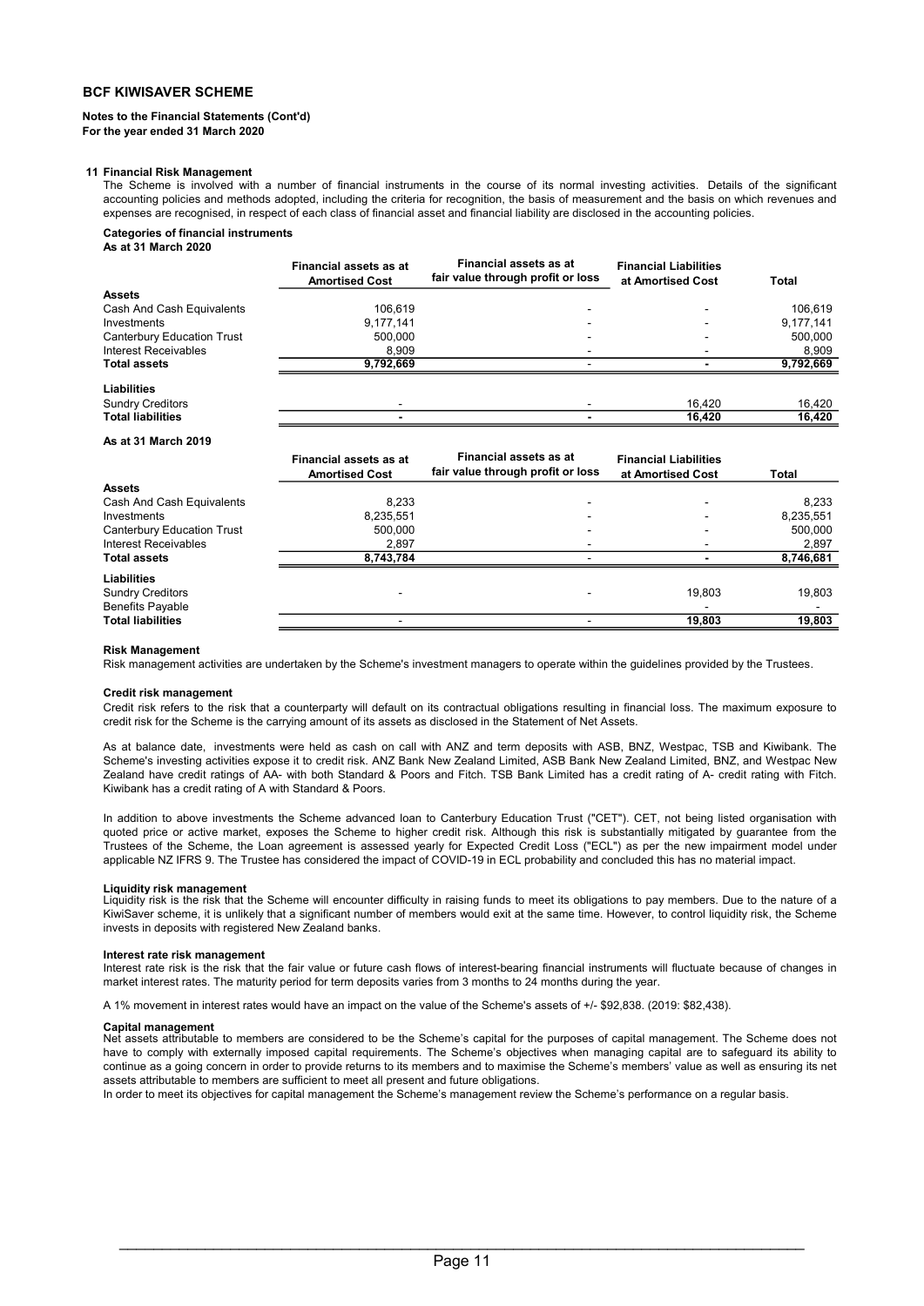**BCF KIWISAVER SCHEME**

**Notes to the Financial Statements (Cont'd)**
**For the year ended 31 March 2020**

**11 Financial Risk Management**

The Scheme is involved with a number of financial instruments in the course of its normal investing activities. Details of the significant accounting policies and methods adopted, including the criteria for recognition, the basis of measurement and the basis on which revenues and expenses are recognised, in respect of each class of financial asset and financial liability are disclosed in the accounting policies.

**Categories of financial instruments**
**As at 31 March 2020**

| | Financial assets as at Amortised Cost | Financial assets as at fair value through profit or loss | Financial Liabilities at Amortised Cost | Total |
|---|---|---|---|---|
| **Assets** | | | | |
| Cash And Cash Equivalents | 106,619 | - | - | 106,619 |
| Investments | 9,177,141 | - | - | 9,177,141 |
| Canterbury Education Trust | 500,000 | - | - | 500,000 |
| Interest Receivables | 8,909 | - | - | 8,909 |
| **Total assets** | **9,792,669** | **-** | **-** | **9,792,669** |
| **Liabilities** | | | | |
| Sundry Creditors | - | - | 16,420 | 16,420 |
| **Total liabilities** | **-** | **-** | **16,420** | **16,420** |

**As at 31 March 2019**

| | Financial assets as at Amortised Cost | Financial assets as at fair value through profit or loss | Financial Liabilities at Amortised Cost | Total |
|---|---|---|---|---|
| **Assets** | | | | |
| Cash And Cash Equivalents | 8,233 | - | - | 8,233 |
| Investments | 8,235,551 | - | - | 8,235,551 |
| Canterbury Education Trust | 500,000 | - | - | 500,000 |
| Interest Receivables | 2,897 | - | - | 2,897 |
| **Total assets** | **8,743,784** | **-** | **-** | **8,746,681** |
| **Liabilities** | | | | |
| Sundry Creditors | - | - | 19,803 | 19,803 |
| Benefits Payable | | | - | - |
| **Total liabilities** | **-** | **-** | **19,803** | **19,803** |

**Risk Management**

Risk management activities are undertaken by the Scheme's investment managers to operate within the guidelines provided by the Trustees.

**Credit risk management**

Credit risk refers to the risk that a counterparty will default on its contractual obligations resulting in financial loss. The maximum exposure to credit risk for the Scheme is the carrying amount of its assets as disclosed in the Statement of Net Assets.

As at balance date, investments were held as cash on call with ANZ and term deposits with ASB, BNZ, Westpac, TSB and Kiwibank. The Scheme's investing activities expose it to credit risk. ANZ Bank New Zealand Limited, ASB Bank New Zealand Limited, BNZ, and Westpac New Zealand have credit ratings of AA- with both Standard & Poors and Fitch. TSB Bank Limited has a credit rating of A- credit rating with Fitch. Kiwibank has a credit rating of A with Standard & Poors.

In addition to above investments the Scheme advanced loan to Canterbury Education Trust ("CET"). CET, not being listed organisation with quoted price or active market, exposes the Scheme to higher credit risk. Although this risk is substantially mitigated by guarantee from the Trustees of the Scheme, the Loan agreement is assessed yearly for Expected Credit Loss ("ECL") as per the new impairment model under applicable NZ IFRS 9. The Trustee has considered the impact of COVID-19 in ECL probability and concluded this has no material impact.

**Liquidity risk management**

Liquidity risk is the risk that the Scheme will encounter difficulty in raising funds to meet its obligations to pay members. Due to the nature of a KiwiSaver scheme, it is unlikely that a significant number of members would exit at the same time. However, to control liquidity risk, the Scheme invests in deposits with registered New Zealand banks.

**Interest rate risk management**

Interest rate risk is the risk that the fair value or future cash flows of interest-bearing financial instruments will fluctuate because of changes in market interest rates. The maturity period for term deposits varies from 3 months to 24 months during the year.

A 1% movement in interest rates would have an impact on the value of the Scheme's assets of +/- $92,838. (2019: $82,438).

**Capital management**

Net assets attributable to members are considered to be the Scheme's capital for the purposes of capital management. The Scheme does not have to comply with externally imposed capital requirements. The Scheme's objectives when managing capital are to safeguard its ability to continue as a going concern in order to provide returns to its members and to maximise the Scheme's members' value as well as ensuring its net assets attributable to members are sufficient to meet all present and future obligations.

In order to meet its objectives for capital management the Scheme's management review the Scheme's performance on a regular basis.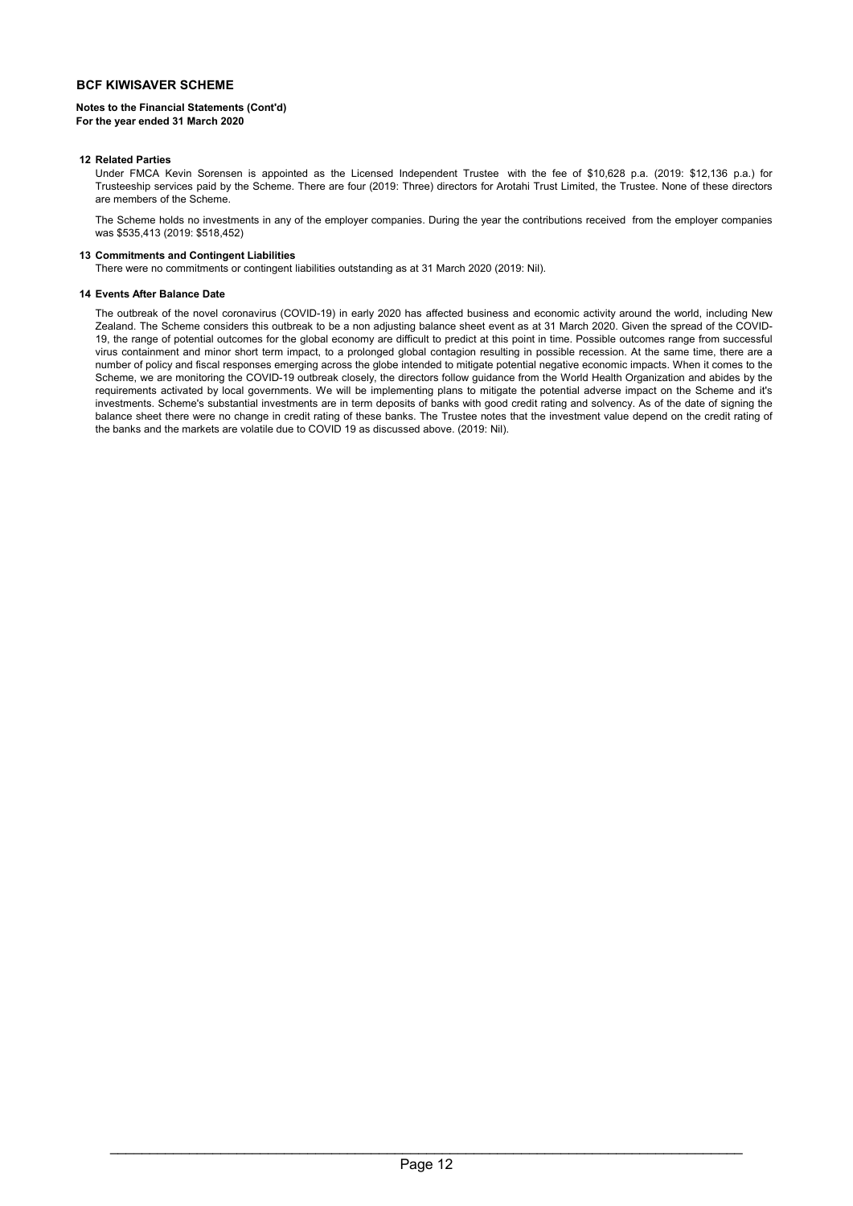**BCF KIWISAVER SCHEME**

**Notes to the Financial Statements (Cont'd)**
**For the year ended 31 March 2020**

**12 Related Parties**

Under FMCA Kevin Sorensen is appointed as the Licensed Independent Trustee with the fee of $10,628 p.a. (2019: $12,136 p.a.) for Trusteeship services paid by the Scheme. There are four (2019: Three) directors for Arotahi Trust Limited, the Trustee. None of these directors are members of the Scheme.

The Scheme holds no investments in any of the employer companies. During the year the contributions received from the employer companies was $535,413 (2019: $518,452)

**13 Commitments and Contingent Liabilities**

There were no commitments or contingent liabilities outstanding as at 31 March 2020 (2019: Nil).

**14 Events After Balance Date**

The outbreak of the novel coronavirus (COVID-19) in early 2020 has affected business and economic activity around the world, including New Zealand. The Scheme considers this outbreak to be a non adjusting balance sheet event as at 31 March 2020. Given the spread of the COVID-19, the range of potential outcomes for the global economy are difficult to predict at this point in time. Possible outcomes range from successful virus containment and minor short term impact, to a prolonged global contagion resulting in possible recession. At the same time, there are a number of policy and fiscal responses emerging across the globe intended to mitigate potential negative economic impacts. When it comes to the Scheme, we are monitoring the COVID-19 outbreak closely, the directors follow guidance from the World Health Organization and abides by the requirements activated by local governments. We will be implementing plans to mitigate the potential adverse impact on the Scheme and it's investments. Scheme's substantial investments are in term deposits of banks with good credit rating and solvency. As of the date of signing the balance sheet there were no change in credit rating of these banks. The Trustee notes that the investment value depend on the credit rating of the banks and the markets are volatile due to COVID 19 as discussed above. (2019: Nil).